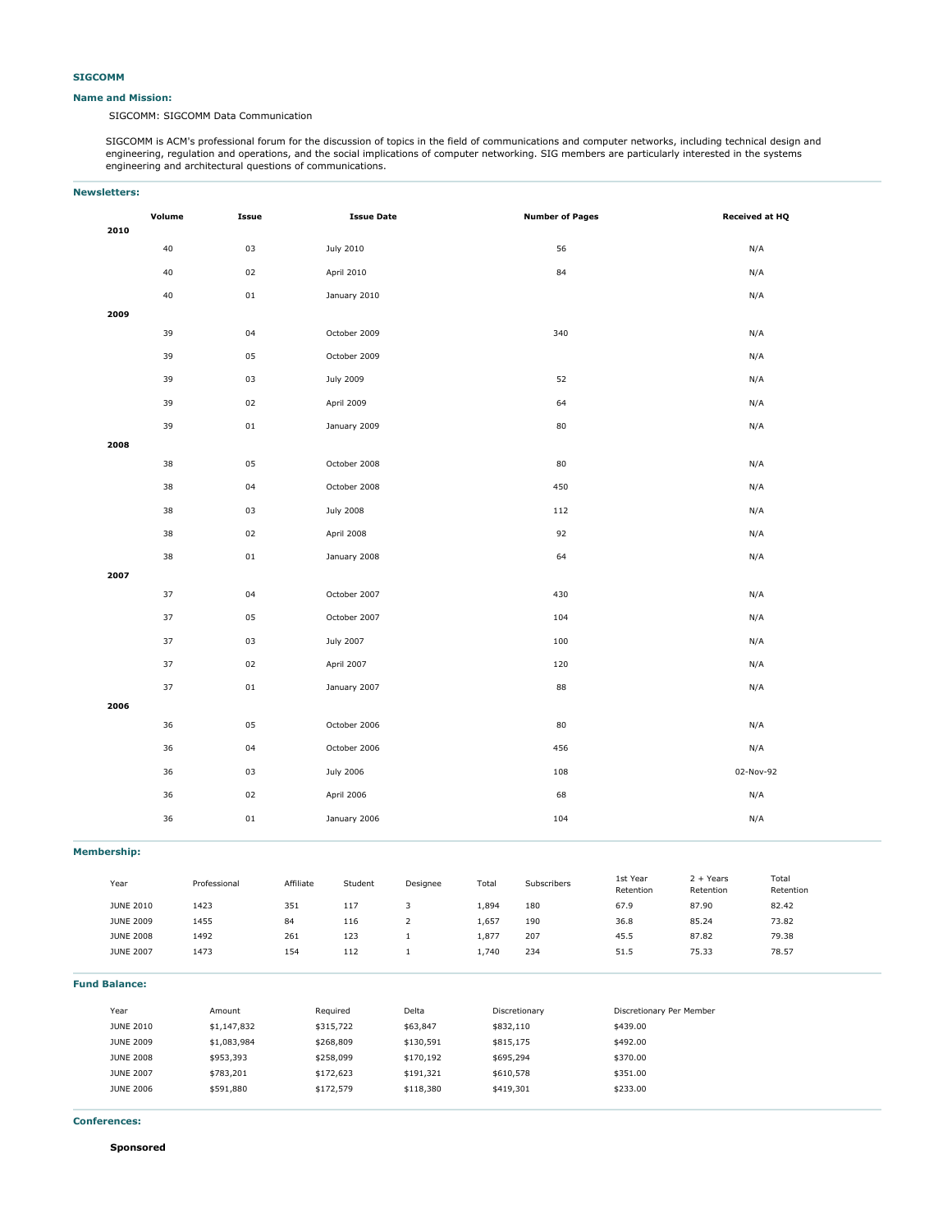### SIGCOMM

#### Name and Mission:

SIGCOMM: SIGCOMM Data Communication

SIGCOMM is ACM's professional forum for the discussion of topics in the field of communications and computer networks, including technical design and engineering, regulation and operations, and the social implications of computer networking. SIG members are particularly interested in the systems engineering and architectural questions of communications.

#### Newsletters:

| | Volume | Issue | Issue Date | Number of Pages | Received at HQ |
|---|---|---|---|---|---|
| **2010** | | | | | |
| | 40 | 03 | July 2010 | 56 | N/A |
| | 40 | 02 | April 2010 | 84 | N/A |
| | 40 | 01 | January 2010 | | N/A |
| **2009** | | | | | |
| | 39 | 04 | October 2009 | 340 | N/A |
| | 39 | 05 | October 2009 | | N/A |
| | 39 | 03 | July 2009 | 52 | N/A |
| | 39 | 02 | April 2009 | 64 | N/A |
| | 39 | 01 | January 2009 | 80 | N/A |
| **2008** | | | | | |
| | 38 | 05 | October 2008 | 80 | N/A |
| | 38 | 04 | October 2008 | 450 | N/A |
| | 38 | 03 | July 2008 | 112 | N/A |
| | 38 | 02 | April 2008 | 92 | N/A |
| | 38 | 01 | January 2008 | 64 | N/A |
| **2007** | | | | | |
| | 37 | 04 | October 2007 | 430 | N/A |
| | 37 | 05 | October 2007 | 104 | N/A |
| | 37 | 03 | July 2007 | 100 | N/A |
| | 37 | 02 | April 2007 | 120 | N/A |
| | 37 | 01 | January 2007 | 88 | N/A |
| **2006** | | | | | |
| | 36 | 05 | October 2006 | 80 | N/A |
| | 36 | 04 | October 2006 | 456 | N/A |
| | 36 | 03 | July 2006 | 108 | 02-Nov-92 |
| | 36 | 02 | April 2006 | 68 | N/A |
| | 36 | 01 | January 2006 | 104 | N/A |

#### Membership:

| Year | Professional | Affiliate | Student | Designee | Total | Subscribers | 1st Year Retention | 2 + Years Retention | Total Retention |
|---|---|---|---|---|---|---|---|---|---|
| JUNE 2010 | 1423 | 351 | 117 | 3 | 1,894 | 180 | 67.9 | 87.90 | 82.42 |
| JUNE 2009 | 1455 | 84 | 116 | 2 | 1,657 | 190 | 36.8 | 85.24 | 73.82 |
| JUNE 2008 | 1492 | 261 | 123 | 1 | 1,877 | 207 | 45.5 | 87.82 | 79.38 |
| JUNE 2007 | 1473 | 154 | 112 | 1 | 1,740 | 234 | 51.5 | 75.33 | 78.57 |

#### Fund Balance:

| Year | Amount | Required | Delta | Discretionary | Discretionary Per Member |
|---|---|---|---|---|---|
| JUNE 2010 | $1,147,832 | $315,722 | $63,847 | $832,110 | $439.00 |
| JUNE 2009 | $1,083,984 | $268,809 | $130,591 | $815,175 | $492.00 |
| JUNE 2008 | $953,393 | $258,099 | $170,192 | $695,294 | $370.00 |
| JUNE 2007 | $783,201 | $172,623 | $191,321 | $610,578 | $351.00 |
| JUNE 2006 | $591,880 | $172,579 | $118,380 | $419,301 | $233.00 |

#### Conferences:

**Sponsored**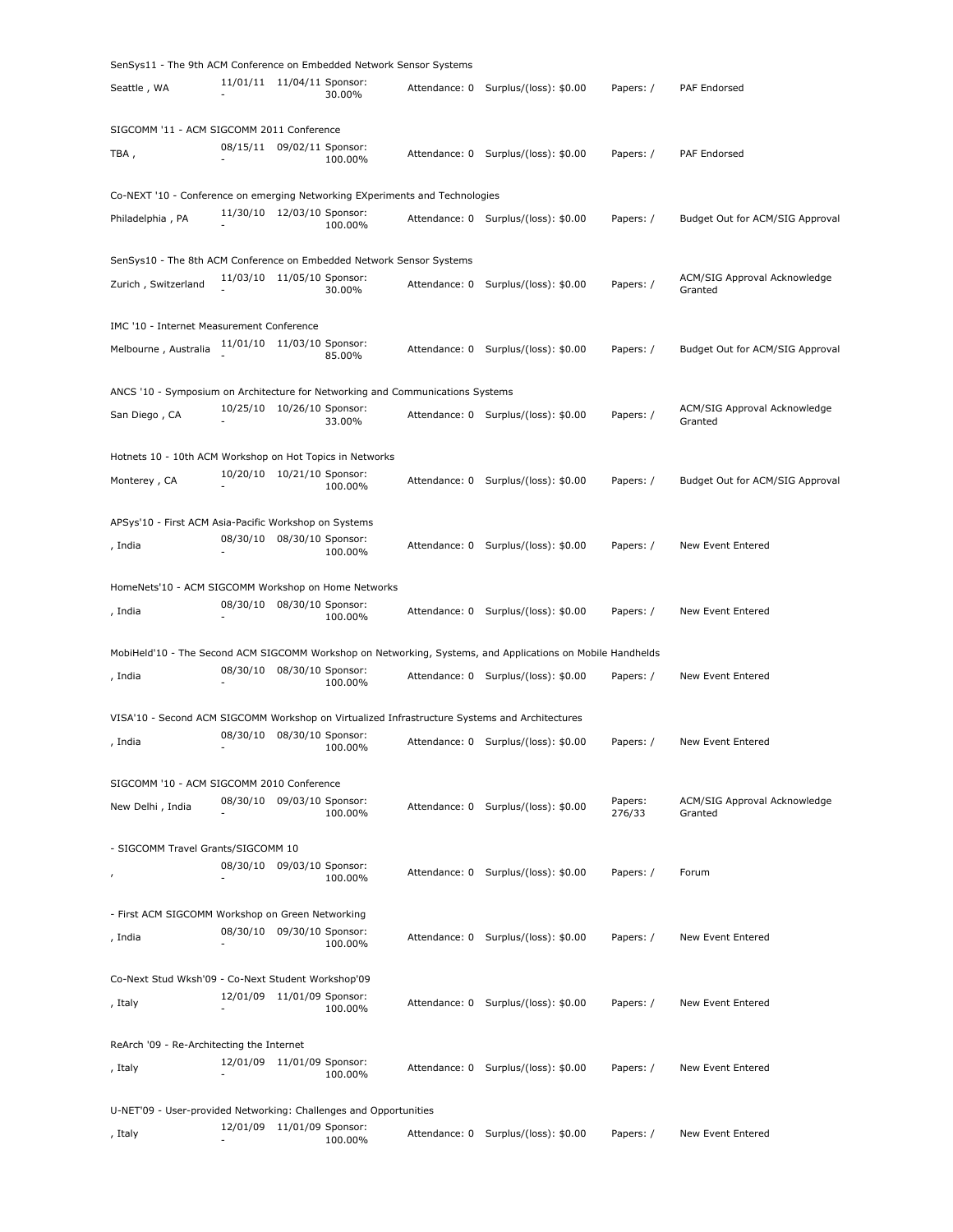SenSys11 - The 9th ACM Conference on Embedded Network Sensor Systems

| Seattle , WA | 11/01/11 - 11/04/11 | Sponsor: 30.00% | Attendance: 0 | Surplus/(loss): $0.00 | Papers: / | PAF Endorsed |
|---|---|---|---|---|---|---|

SIGCOMM '11 - ACM SIGCOMM 2011 Conference

| TBA , | 08/15/11 - 09/02/11 | Sponsor: 100.00% | Attendance: 0 | Surplus/(loss): $0.00 | Papers: / | PAF Endorsed |
|---|---|---|---|---|---|---|

Co-NEXT '10 - Conference on emerging Networking EXperiments and Technologies

| Philadelphia , PA | 11/30/10 - 12/03/10 | Sponsor: 100.00% | Attendance: 0 | Surplus/(loss): $0.00 | Papers: / | Budget Out for ACM/SIG Approval |
|---|---|---|---|---|---|---|

SenSys10 - The 8th ACM Conference on Embedded Network Sensor Systems

| Zurich , Switzerland | 11/03/10 - 11/05/10 | Sponsor: 30.00% | Attendance: 0 | Surplus/(loss): $0.00 | Papers: / | ACM/SIG Approval Acknowledge Granted |
|---|---|---|---|---|---|---|

IMC '10 - Internet Measurement Conference

| Melbourne , Australia | 11/01/10 - 11/03/10 | Sponsor: 85.00% | Attendance: 0 | Surplus/(loss): $0.00 | Papers: / | Budget Out for ACM/SIG Approval |
|---|---|---|---|---|---|---|

ANCS '10 - Symposium on Architecture for Networking and Communications Systems

| San Diego , CA | 10/25/10 - 10/26/10 | Sponsor: 33.00% | Attendance: 0 | Surplus/(loss): $0.00 | Papers: / | ACM/SIG Approval Acknowledge Granted |
|---|---|---|---|---|---|---|

Hotnets 10 - 10th ACM Workshop on Hot Topics in Networks

| Monterey , CA | 10/20/10 - 10/21/10 | Sponsor: 100.00% | Attendance: 0 | Surplus/(loss): $0.00 | Papers: / | Budget Out for ACM/SIG Approval |
|---|---|---|---|---|---|---|

APSys'10 - First ACM Asia-Pacific Workshop on Systems

| , India | 08/30/10 - 08/30/10 | Sponsor: 100.00% | Attendance: 0 | Surplus/(loss): $0.00 | Papers: / | New Event Entered |
|---|---|---|---|---|---|---|

HomeNets'10 - ACM SIGCOMM Workshop on Home Networks

| , India | 08/30/10 - 08/30/10 | Sponsor: 100.00% | Attendance: 0 | Surplus/(loss): $0.00 | Papers: / | New Event Entered |
|---|---|---|---|---|---|---|

MobiHeld'10 - The Second ACM SIGCOMM Workshop on Networking, Systems, and Applications on Mobile Handhelds

| , India | 08/30/10 - 08/30/10 | Sponsor: 100.00% | Attendance: 0 | Surplus/(loss): $0.00 | Papers: / | New Event Entered |
|---|---|---|---|---|---|---|

VISA'10 - Second ACM SIGCOMM Workshop on Virtualized Infrastructure Systems and Architectures

| , India | 08/30/10 - 08/30/10 | Sponsor: 100.00% | Attendance: 0 | Surplus/(loss): $0.00 | Papers: / | New Event Entered |
|---|---|---|---|---|---|---|

SIGCOMM '10 - ACM SIGCOMM 2010 Conference

| New Delhi , India | 08/30/10 - 09/03/10 | Sponsor: 100.00% | Attendance: 0 | Surplus/(loss): $0.00 | Papers: 276/33 | ACM/SIG Approval Acknowledge Granted |
|---|---|---|---|---|---|---|

- SIGCOMM Travel Grants/SIGCOMM 10

| , | 08/30/10 - 09/03/10 | Sponsor: 100.00% | Attendance: 0 | Surplus/(loss): $0.00 | Papers: / | Forum |
|---|---|---|---|---|---|---|

- First ACM SIGCOMM Workshop on Green Networking

| , India | 08/30/10 - 09/30/10 | Sponsor: 100.00% | Attendance: 0 | Surplus/(loss): $0.00 | Papers: / | New Event Entered |
|---|---|---|---|---|---|---|

Co-Next Stud Wksh'09 - Co-Next Student Workshop'09

| , Italy | 12/01/09 - 11/01/09 | Sponsor: 100.00% | Attendance: 0 | Surplus/(loss): $0.00 | Papers: / | New Event Entered |
|---|---|---|---|---|---|---|

ReArch '09 - Re-Architecting the Internet

| , Italy | 12/01/09 - 11/01/09 | Sponsor: 100.00% | Attendance: 0 | Surplus/(loss): $0.00 | Papers: / | New Event Entered |
|---|---|---|---|---|---|---|

U-NET'09 - User-provided Networking: Challenges and Opportunities

| , Italy | 12/01/09 - 11/01/09 | Sponsor: 100.00% | Attendance: 0 | Surplus/(loss): $0.00 | Papers: / | New Event Entered |
|---|---|---|---|---|---|---|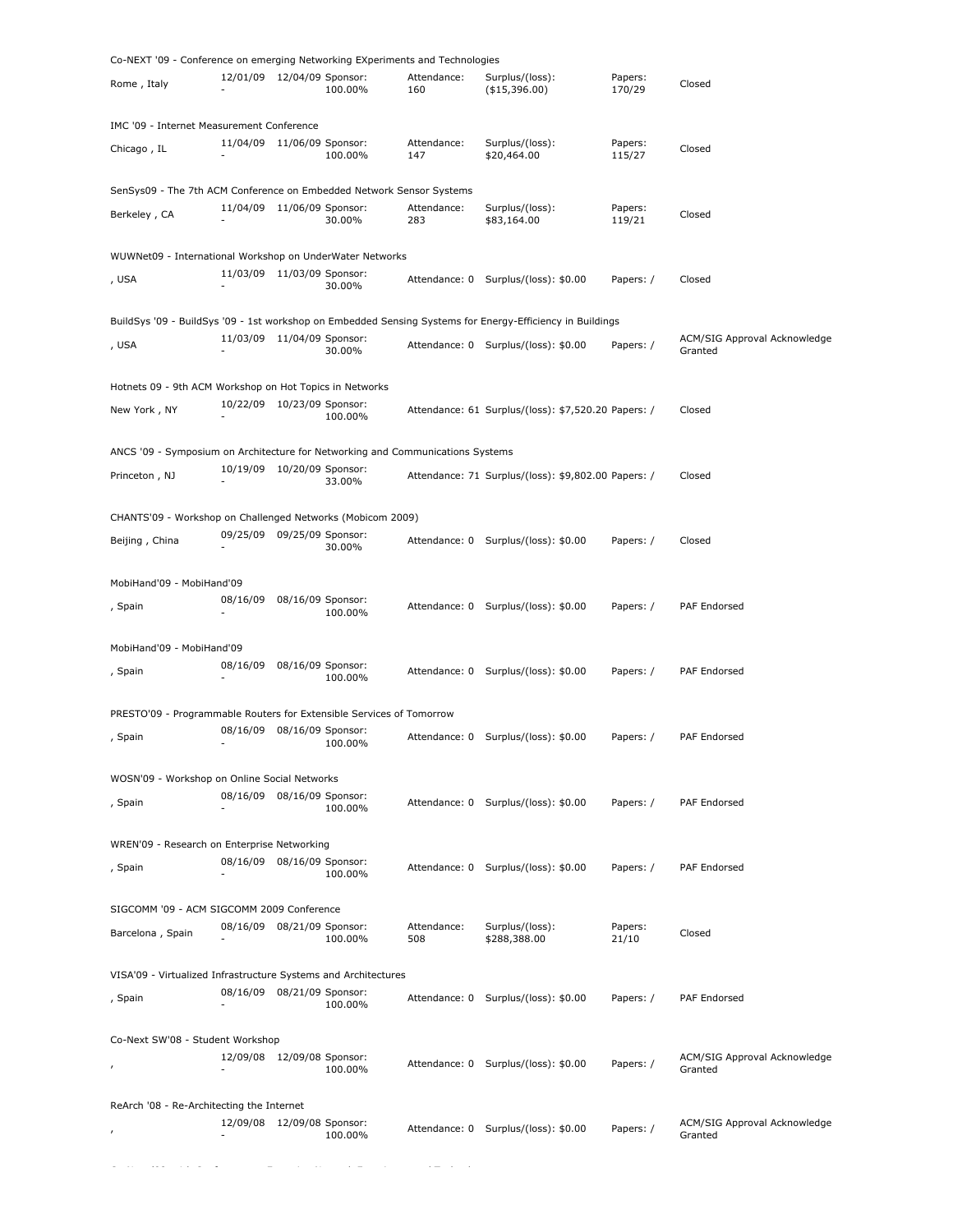Co-NEXT '09 - Conference on emerging Networking EXperiments and Technologies

| Rome , Italy | 12/01/09 - | 12/04/09 Sponsor: 100.00% | Attendance: 160 | Surplus/(loss): ($15,396.00) | Papers: 170/29 | Closed |
|---|---|---|---|---|---|---|

IMC '09 - Internet Measurement Conference

| Chicago , IL | 11/04/09 - | 11/06/09 Sponsor: 100.00% | Attendance: 147 | Surplus/(loss): $20,464.00 | Papers: 115/27 | Closed |
|---|---|---|---|---|---|---|

SenSys09 - The 7th ACM Conference on Embedded Network Sensor Systems

| Berkeley , CA | 11/04/09 - | 11/06/09 Sponsor: 30.00% | Attendance: 283 | Surplus/(loss): $83,164.00 | Papers: 119/21 | Closed |
|---|---|---|---|---|---|---|

WUWNet09 - International Workshop on UnderWater Networks

| , USA | 11/03/09 - | 11/03/09 Sponsor: 30.00% | Attendance: 0 | Surplus/(loss): $0.00 | Papers: / | Closed |
|---|---|---|---|---|---|---|

BuildSys '09 - BuildSys '09 - 1st workshop on Embedded Sensing Systems for Energy-Efficiency in Buildings

| , USA | 11/03/09 - | 11/04/09 Sponsor: 30.00% | Attendance: 0 | Surplus/(loss): $0.00 | Papers: / | ACM/SIG Approval Acknowledge Granted |
|---|---|---|---|---|---|---|

Hotnets 09 - 9th ACM Workshop on Hot Topics in Networks

| New York , NY | 10/22/09 - | 10/23/09 Sponsor: 100.00% | Attendance: 61 | Surplus/(loss): $7,520.20 | Papers: / | Closed |
|---|---|---|---|---|---|---|

ANCS '09 - Symposium on Architecture for Networking and Communications Systems

| Princeton , NJ | 10/19/09 - | 10/20/09 Sponsor: 33.00% | Attendance: 71 | Surplus/(loss): $9,802.00 | Papers: / | Closed |
|---|---|---|---|---|---|---|

CHANTS'09 - Workshop on Challenged Networks (Mobicom 2009)

| Beijing , China | 09/25/09 - | 09/25/09 Sponsor: 30.00% | Attendance: 0 | Surplus/(loss): $0.00 | Papers: / | Closed |
|---|---|---|---|---|---|---|

MobiHand'09 - MobiHand'09

| , Spain | 08/16/09 - | 08/16/09 Sponsor: 100.00% | Attendance: 0 | Surplus/(loss): $0.00 | Papers: / | PAF Endorsed |
|---|---|---|---|---|---|---|

MobiHand'09 - MobiHand'09

| , Spain | 08/16/09 - | 08/16/09 Sponsor: 100.00% | Attendance: 0 | Surplus/(loss): $0.00 | Papers: / | PAF Endorsed |
|---|---|---|---|---|---|---|

PRESTO'09 - Programmable Routers for Extensible Services of Tomorrow

| , Spain | 08/16/09 - | 08/16/09 Sponsor: 100.00% | Attendance: 0 | Surplus/(loss): $0.00 | Papers: / | PAF Endorsed |
|---|---|---|---|---|---|---|

WOSN'09 - Workshop on Online Social Networks

| , Spain | 08/16/09 - | 08/16/09 Sponsor: 100.00% | Attendance: 0 | Surplus/(loss): $0.00 | Papers: / | PAF Endorsed |
|---|---|---|---|---|---|---|

WREN'09 - Research on Enterprise Networking

| , Spain | 08/16/09 - | 08/16/09 Sponsor: 100.00% | Attendance: 0 | Surplus/(loss): $0.00 | Papers: / | PAF Endorsed |
|---|---|---|---|---|---|---|

SIGCOMM '09 - ACM SIGCOMM 2009 Conference

| Barcelona , Spain | 08/16/09 - | 08/21/09 Sponsor: 100.00% | Attendance: 508 | Surplus/(loss): $288,388.00 | Papers: 21/10 | Closed |
|---|---|---|---|---|---|---|

VISA'09 - Virtualized Infrastructure Systems and Architectures

| , Spain | 08/16/09 - | 08/21/09 Sponsor: 100.00% | Attendance: 0 | Surplus/(loss): $0.00 | Papers: / | PAF Endorsed |
|---|---|---|---|---|---|---|

Co-Next SW'08 - Student Workshop

| , | 12/09/08 - | 12/09/08 Sponsor: 100.00% | Attendance: 0 | Surplus/(loss): $0.00 | Papers: / | ACM/SIG Approval Acknowledge Granted |
|---|---|---|---|---|---|---|

ReArch '08 - Re-Architecting the Internet

| , | 12/09/08 - | 12/09/08 Sponsor: 100.00% | Attendance: 0 | Surplus/(loss): $0.00 | Papers: / | ACM/SIG Approval Acknowledge Granted |
|---|---|---|---|---|---|---|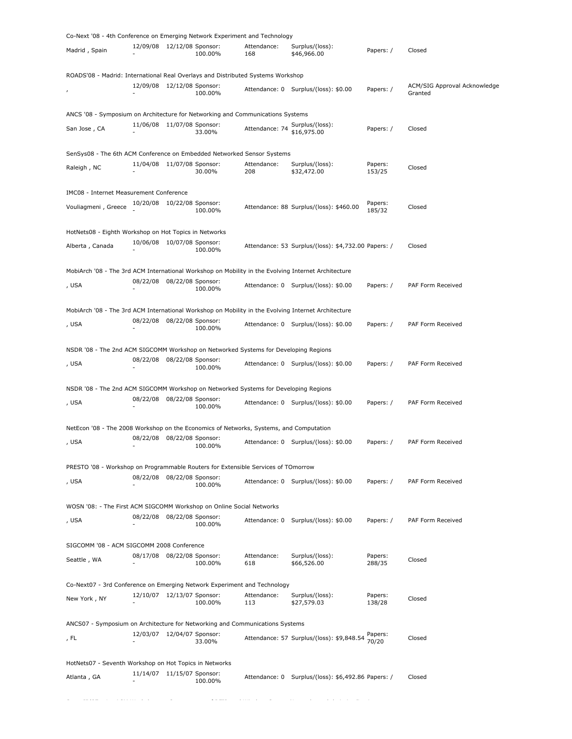Co-Next '08 - 4th Conference on Emerging Network Experiment and Technology

| Madrid , Spain | 12/09/08 - | 12/12/08 Sponsor: 100.00% | Attendance: 168 | Surplus/(loss): $46,966.00 | Papers: / | Closed |
|---|---|---|---|---|---|---|

ROADS'08 - Madrid: International Real Overlays and Distributed Systems Workshop

| , | 12/09/08 - | 12/12/08 Sponsor: 100.00% | Attendance: 0 | Surplus/(loss): $0.00 | Papers: / | ACM/SIG Approval Acknowledge Granted |
|---|---|---|---|---|---|---|

ANCS '08 - Symposium on Architecture for Networking and Communications Systems

| San Jose , CA | 11/06/08 - | 11/07/08 Sponsor: 33.00% | Attendance: 74 | Surplus/(loss): $16,975.00 | Papers: / | Closed |
|---|---|---|---|---|---|---|

SenSys08 - The 6th ACM Conference on Embedded Networked Sensor Systems

| Raleigh , NC | 11/04/08 - | 11/07/08 Sponsor: 30.00% | Attendance: 208 | Surplus/(loss): $32,472.00 | Papers: 153/25 | Closed |
|---|---|---|---|---|---|---|

IMC08 - Internet Measurement Conference

| Vouliagmeni , Greece | 10/20/08 - | 10/22/08 Sponsor: 100.00% | Attendance: 88 | Surplus/(loss): $460.00 | Papers: 185/32 | Closed |
|---|---|---|---|---|---|---|

HotNets08 - Eighth Workshop on Hot Topics in Networks

| Alberta , Canada | 10/06/08 - | 10/07/08 Sponsor: 100.00% | Attendance: 53 | Surplus/(loss): $4,732.00 | Papers: / | Closed |
|---|---|---|---|---|---|---|

MobiArch '08 - The 3rd ACM International Workshop on Mobility in the Evolving Internet Architecture

| , USA | 08/22/08 - | 08/22/08 Sponsor: 100.00% | Attendance: 0 | Surplus/(loss): $0.00 | Papers: / | PAF Form Received |
|---|---|---|---|---|---|---|

MobiArch '08 - The 3rd ACM International Workshop on Mobility in the Evolving Internet Architecture

| , USA | 08/22/08 - | 08/22/08 Sponsor: 100.00% | Attendance: 0 | Surplus/(loss): $0.00 | Papers: / | PAF Form Received |
|---|---|---|---|---|---|---|

NSDR '08 - The 2nd ACM SIGCOMM Workshop on Networked Systems for Developing Regions

| , USA | 08/22/08 - | 08/22/08 Sponsor: 100.00% | Attendance: 0 | Surplus/(loss): $0.00 | Papers: / | PAF Form Received |
|---|---|---|---|---|---|---|

NSDR '08 - The 2nd ACM SIGCOMM Workshop on Networked Systems for Developing Regions

| , USA | 08/22/08 - | 08/22/08 Sponsor: 100.00% | Attendance: 0 | Surplus/(loss): $0.00 | Papers: / | PAF Form Received |
|---|---|---|---|---|---|---|

NetEcon '08 - The 2008 Workshop on the Economics of Networks, Systems, and Computation

| , USA | 08/22/08 - | 08/22/08 Sponsor: 100.00% | Attendance: 0 | Surplus/(loss): $0.00 | Papers: / | PAF Form Received |
|---|---|---|---|---|---|---|

PRESTO '08 - Workshop on Programmable Routers for Extensible Services of TOmorrow

| , USA | 08/22/08 - | 08/22/08 Sponsor: 100.00% | Attendance: 0 | Surplus/(loss): $0.00 | Papers: / | PAF Form Received |
|---|---|---|---|---|---|---|

WOSN '08: - The First ACM SIGCOMM Workshop on Online Social Networks

| , USA | 08/22/08 - | 08/22/08 Sponsor: 100.00% | Attendance: 0 | Surplus/(loss): $0.00 | Papers: / | PAF Form Received |
|---|---|---|---|---|---|---|

SIGCOMM '08 - ACM SIGCOMM 2008 Conference

| Seattle , WA | 08/17/08 - | 08/22/08 Sponsor: 100.00% | Attendance: 618 | Surplus/(loss): $66,526.00 | Papers: 288/35 | Closed |
|---|---|---|---|---|---|---|

Co-Next07 - 3rd Conference on Emerging Network Experiment and Technology

| New York , NY | 12/10/07 - | 12/13/07 Sponsor: 100.00% | Attendance: 113 | Surplus/(loss): $27,579.03 | Papers: 138/28 | Closed |
|---|---|---|---|---|---|---|

ANCS07 - Symposium on Architecture for Networking and Communications Systems

| , FL | 12/03/07 - | 12/04/07 Sponsor: 33.00% | Attendance: 57 | Surplus/(loss): $9,848.54 | Papers: 70/20 | Closed |
|---|---|---|---|---|---|---|

HotNets07 - Seventh Workshop on Hot Topics in Networks

| Atlanta , GA | 11/14/07 - | 11/15/07 Sponsor: 100.00% | Attendance: 0 | Surplus/(loss): $6,492.86 | Papers: / | Closed |
|---|---|---|---|---|---|---|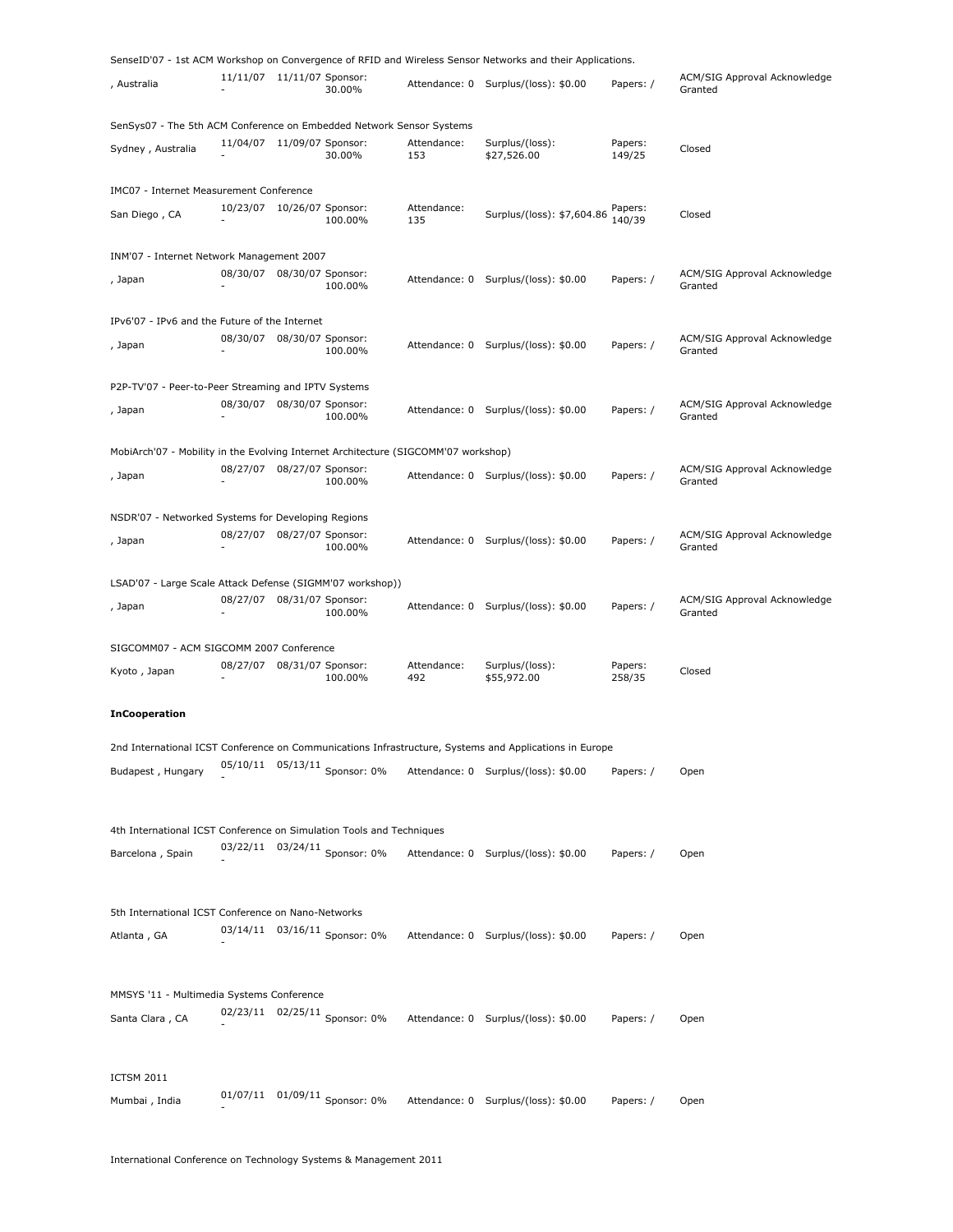SenseID'07 - 1st ACM Workshop on Convergence of RFID and Wireless Sensor Networks and their Applications.

| , Australia | 11/11/07 - | 11/11/07 | Sponsor: 30.00% | Attendance: 0 | Surplus/(loss): $0.00 | Papers: / | ACM/SIG Approval Acknowledge Granted |
|---|---|---|---|---|---|---|---|

SenSys07 - The 5th ACM Conference on Embedded Network Sensor Systems

| Sydney , Australia | 11/04/07 - | 11/09/07 | Sponsor: 30.00% | Attendance: 153 | Surplus/(loss): $27,526.00 | Papers: 149/25 | Closed |
|---|---|---|---|---|---|---|---|

IMC07 - Internet Measurement Conference

| San Diego , CA | 10/23/07 - | 10/26/07 | Sponsor: 100.00% | Attendance: 135 | Surplus/(loss): $7,604.86 | Papers: 140/39 | Closed |
|---|---|---|---|---|---|---|---|

INM'07 - Internet Network Management 2007

| , Japan | 08/30/07 - | 08/30/07 | Sponsor: 100.00% | Attendance: 0 | Surplus/(loss): $0.00 | Papers: / | ACM/SIG Approval Acknowledge Granted |
|---|---|---|---|---|---|---|---|

IPv6'07 - IPv6 and the Future of the Internet

| , Japan | 08/30/07 - | 08/30/07 | Sponsor: 100.00% | Attendance: 0 | Surplus/(loss): $0.00 | Papers: / | ACM/SIG Approval Acknowledge Granted |
|---|---|---|---|---|---|---|---|

P2P-TV'07 - Peer-to-Peer Streaming and IPTV Systems

| , Japan | 08/30/07 - | 08/30/07 | Sponsor: 100.00% | Attendance: 0 | Surplus/(loss): $0.00 | Papers: / | ACM/SIG Approval Acknowledge Granted |
|---|---|---|---|---|---|---|---|

MobiArch'07 - Mobility in the Evolving Internet Architecture (SIGCOMM'07 workshop)

| , Japan | 08/27/07 - | 08/27/07 | Sponsor: 100.00% | Attendance: 0 | Surplus/(loss): $0.00 | Papers: / | ACM/SIG Approval Acknowledge Granted |
|---|---|---|---|---|---|---|---|

NSDR'07 - Networked Systems for Developing Regions

| , Japan | 08/27/07 - | 08/27/07 | Sponsor: 100.00% | Attendance: 0 | Surplus/(loss): $0.00 | Papers: / | ACM/SIG Approval Acknowledge Granted |
|---|---|---|---|---|---|---|---|

LSAD'07 - Large Scale Attack Defense (SIGMM'07 workshop))

| , Japan | 08/27/07 - | 08/31/07 | Sponsor: 100.00% | Attendance: 0 | Surplus/(loss): $0.00 | Papers: / | ACM/SIG Approval Acknowledge Granted |
|---|---|---|---|---|---|---|---|

SIGCOMM07 - ACM SIGCOMM 2007 Conference

| Kyoto , Japan | 08/27/07 - | 08/31/07 | Sponsor: 100.00% | Attendance: 492 | Surplus/(loss): $55,972.00 | Papers: 258/35 | Closed |
|---|---|---|---|---|---|---|---|

**InCooperation**

2nd International ICST Conference on Communications Infrastructure, Systems and Applications in Europe

| Budapest , Hungary | 05/10/11 - | 05/13/11 | Sponsor: 0% | Attendance: 0 | Surplus/(loss): $0.00 | Papers: / | Open |
|---|---|---|---|---|---|---|---|

4th International ICST Conference on Simulation Tools and Techniques

| Barcelona , Spain | 03/22/11 - | 03/24/11 | Sponsor: 0% | Attendance: 0 | Surplus/(loss): $0.00 | Papers: / | Open |
|---|---|---|---|---|---|---|---|

5th International ICST Conference on Nano-Networks

| Atlanta , GA | 03/14/11 - | 03/16/11 | Sponsor: 0% | Attendance: 0 | Surplus/(loss): $0.00 | Papers: / | Open |
|---|---|---|---|---|---|---|---|

MMSYS '11 - Multimedia Systems Conference

| Santa Clara , CA | 02/23/11 - | 02/25/11 | Sponsor: 0% | Attendance: 0 | Surplus/(loss): $0.00 | Papers: / | Open |
|---|---|---|---|---|---|---|---|

ICTSM 2011

| Mumbai , India | 01/07/11 - | 01/09/11 | Sponsor: 0% | Attendance: 0 | Surplus/(loss): $0.00 | Papers: / | Open |
|---|---|---|---|---|---|---|---|

International Conference on Technology Systems & Management 2011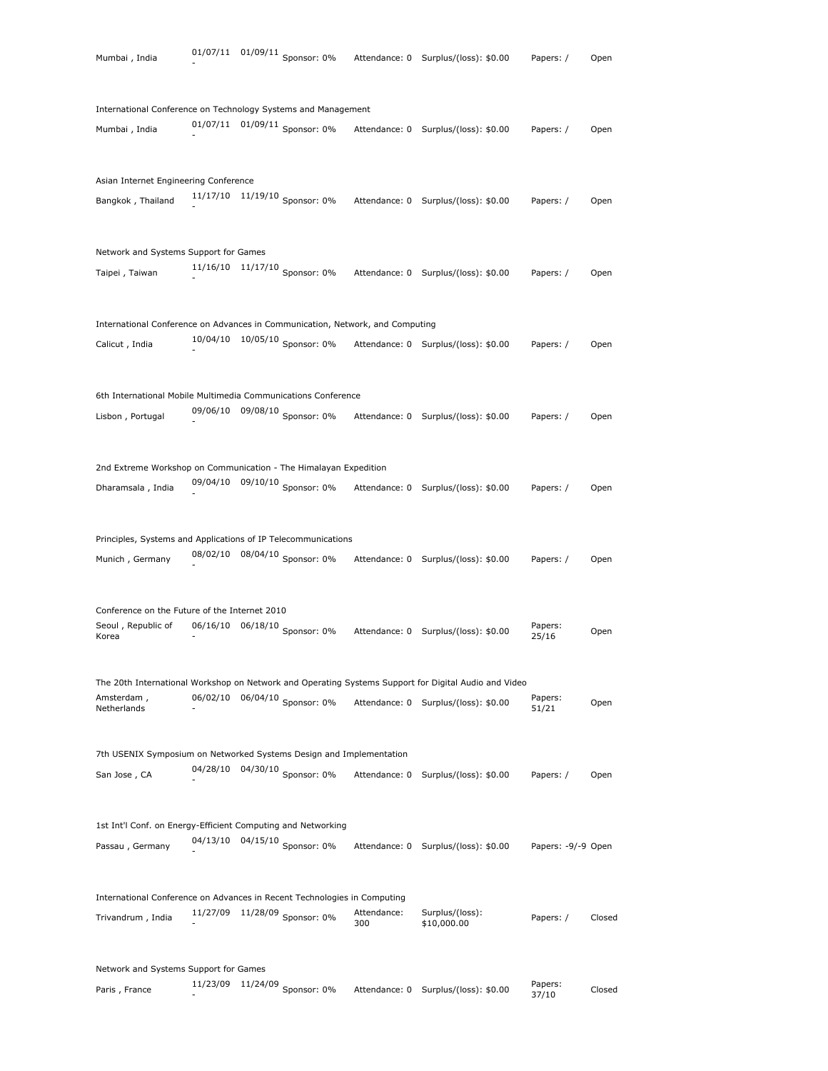| | | | | | | | |
|---|---|---|---|---|---|---|---|
| Mumbai , India | 01/07/11 - 01/09/11 | Sponsor: 0% | Attendance: 0 | Surplus/(loss): $0.00 | Papers: / | Open |

International Conference on Technology Systems and Management

| | | | | | | |
|---|---|---|---|---|---|---|
| Mumbai , India | 01/07/11 - 01/09/11 | Sponsor: 0% | Attendance: 0 | Surplus/(loss): $0.00 | Papers: / | Open |

Asian Internet Engineering Conference

| | | | | | | |
|---|---|---|---|---|---|---|
| Bangkok , Thailand | 11/17/10 - 11/19/10 | Sponsor: 0% | Attendance: 0 | Surplus/(loss): $0.00 | Papers: / | Open |

Network and Systems Support for Games

| | | | | | | |
|---|---|---|---|---|---|---|
| Taipei , Taiwan | 11/16/10 - 11/17/10 | Sponsor: 0% | Attendance: 0 | Surplus/(loss): $0.00 | Papers: / | Open |

International Conference on Advances in Communication, Network, and Computing

| | | | | | | |
|---|---|---|---|---|---|---|
| Calicut , India | 10/04/10 - 10/05/10 | Sponsor: 0% | Attendance: 0 | Surplus/(loss): $0.00 | Papers: / | Open |

6th International Mobile Multimedia Communications Conference

| | | | | | | |
|---|---|---|---|---|---|---|
| Lisbon , Portugal | 09/06/10 - 09/08/10 | Sponsor: 0% | Attendance: 0 | Surplus/(loss): $0.00 | Papers: / | Open |

2nd Extreme Workshop on Communication - The Himalayan Expedition

| | | | | | | |
|---|---|---|---|---|---|---|
| Dharamsala , India | 09/04/10 - 09/10/10 | Sponsor: 0% | Attendance: 0 | Surplus/(loss): $0.00 | Papers: / | Open |

Principles, Systems and Applications of IP Telecommunications

| | | | | | | |
|---|---|---|---|---|---|---|
| Munich , Germany | 08/02/10 - 08/04/10 | Sponsor: 0% | Attendance: 0 | Surplus/(loss): $0.00 | Papers: / | Open |

Conference on the Future of the Internet 2010

| | | | | | | |
|---|---|---|---|---|---|---|
| Seoul , Republic of Korea | 06/16/10 - 06/18/10 | Sponsor: 0% | Attendance: 0 | Surplus/(loss): $0.00 | Papers: 25/16 | Open |

The 20th International Workshop on Network and Operating Systems Support for Digital Audio and Video

| | | | | | | |
|---|---|---|---|---|---|---|
| Amsterdam , Netherlands | 06/02/10 - 06/04/10 | Sponsor: 0% | Attendance: 0 | Surplus/(loss): $0.00 | Papers: 51/21 | Open |

7th USENIX Symposium on Networked Systems Design and Implementation

| | | | | | | |
|---|---|---|---|---|---|---|
| San Jose , CA | 04/28/10 - 04/30/10 | Sponsor: 0% | Attendance: 0 | Surplus/(loss): $0.00 | Papers: / | Open |

1st Int'l Conf. on Energy-Efficient Computing and Networking

| | | | | | | |
|---|---|---|---|---|---|---|
| Passau , Germany | 04/13/10 - 04/15/10 | Sponsor: 0% | Attendance: 0 | Surplus/(loss): $0.00 | Papers: -9/-9 | Open |

International Conference on Advances in Recent Technologies in Computing

| | | | | | | |
|---|---|---|---|---|---|---|
| Trivandrum , India | 11/27/09 - 11/28/09 | Sponsor: 0% | Attendance: 300 | Surplus/(loss): $10,000.00 | Papers: / | Closed |

Network and Systems Support for Games

| | | | | | | |
|---|---|---|---|---|---|---|
| Paris , France | 11/23/09 - 11/24/09 | Sponsor: 0% | Attendance: 0 | Surplus/(loss): $0.00 | Papers: 37/10 | Closed |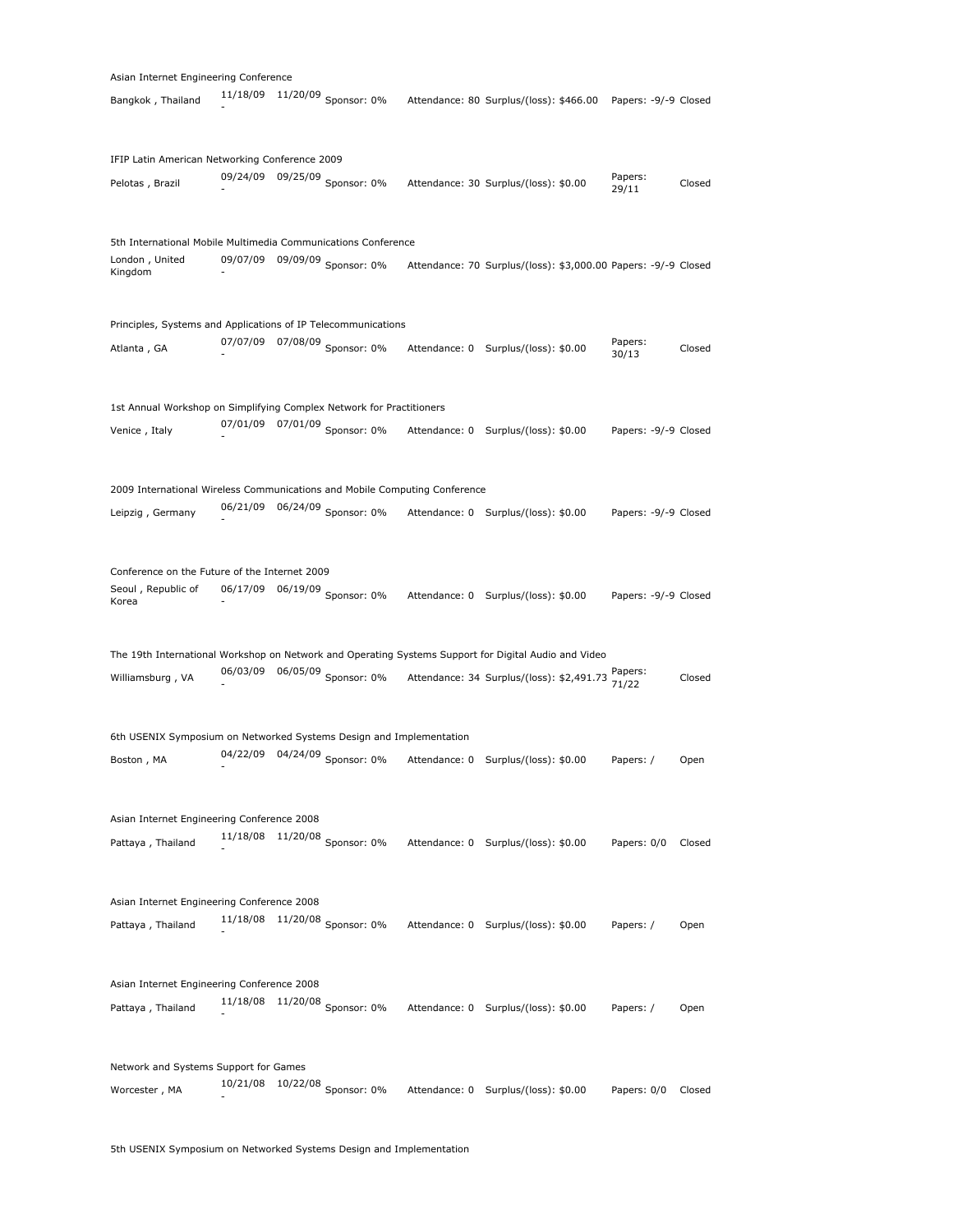Asian Internet Engineering Conference

| | | | | | | | |
|---|---|---|---|---|---|---|---|
| Bangkok , Thailand | 11/18/09 - | 11/20/09 | Sponsor: 0% | Attendance: 80 | Surplus/(loss): $466.00 | Papers: -9/-9 | Closed |

IFIP Latin American Networking Conference 2009

| | | | | | | | |
|---|---|---|---|---|---|---|---|
| Pelotas , Brazil | 09/24/09 - | 09/25/09 | Sponsor: 0% | Attendance: 30 | Surplus/(loss): $0.00 | Papers: 29/11 | Closed |

5th International Mobile Multimedia Communications Conference

| | | | | | | | |
|---|---|---|---|---|---|---|---|
| London , United Kingdom | 09/07/09 - | 09/09/09 | Sponsor: 0% | Attendance: 70 | Surplus/(loss): $3,000.00 | Papers: -9/-9 | Closed |

Principles, Systems and Applications of IP Telecommunications

| | | | | | | | |
|---|---|---|---|---|---|---|---|
| Atlanta , GA | 07/07/09 - | 07/08/09 | Sponsor: 0% | Attendance: 0 | Surplus/(loss): $0.00 | Papers: 30/13 | Closed |

1st Annual Workshop on Simplifying Complex Network for Practitioners

| | | | | | | | |
|---|---|---|---|---|---|---|---|
| Venice , Italy | 07/01/09 - | 07/01/09 | Sponsor: 0% | Attendance: 0 | Surplus/(loss): $0.00 | Papers: -9/-9 | Closed |

2009 International Wireless Communications and Mobile Computing Conference

| | | | | | | | |
|---|---|---|---|---|---|---|---|
| Leipzig , Germany | 06/21/09 - | 06/24/09 | Sponsor: 0% | Attendance: 0 | Surplus/(loss): $0.00 | Papers: -9/-9 | Closed |

Conference on the Future of the Internet 2009

| | | | | | | | |
|---|---|---|---|---|---|---|---|
| Seoul , Republic of Korea | 06/17/09 - | 06/19/09 | Sponsor: 0% | Attendance: 0 | Surplus/(loss): $0.00 | Papers: -9/-9 | Closed |

The 19th International Workshop on Network and Operating Systems Support for Digital Audio and Video

| | | | | | | | |
|---|---|---|---|---|---|---|---|
| Williamsburg , VA | 06/03/09 - | 06/05/09 | Sponsor: 0% | Attendance: 34 | Surplus/(loss): $2,491.73 | Papers: 71/22 | Closed |

6th USENIX Symposium on Networked Systems Design and Implementation

| | | | | | | | |
|---|---|---|---|---|---|---|---|
| Boston , MA | 04/22/09 - | 04/24/09 | Sponsor: 0% | Attendance: 0 | Surplus/(loss): $0.00 | Papers: / | Open |

Asian Internet Engineering Conference 2008

| | | | | | | | |
|---|---|---|---|---|---|---|---|
| Pattaya , Thailand | 11/18/08 - | 11/20/08 | Sponsor: 0% | Attendance: 0 | Surplus/(loss): $0.00 | Papers: 0/0 | Closed |

Asian Internet Engineering Conference 2008

| | | | | | | | |
|---|---|---|---|---|---|---|---|
| Pattaya , Thailand | 11/18/08 - | 11/20/08 | Sponsor: 0% | Attendance: 0 | Surplus/(loss): $0.00 | Papers: / | Open |

Asian Internet Engineering Conference 2008

| | | | | | | | |
|---|---|---|---|---|---|---|---|
| Pattaya , Thailand | 11/18/08 - | 11/20/08 | Sponsor: 0% | Attendance: 0 | Surplus/(loss): $0.00 | Papers: / | Open |

Network and Systems Support for Games

| | | | | | | | |
|---|---|---|---|---|---|---|---|
| Worcester , MA | 10/21/08 - | 10/22/08 | Sponsor: 0% | Attendance: 0 | Surplus/(loss): $0.00 | Papers: 0/0 | Closed |

5th USENIX Symposium on Networked Systems Design and Implementation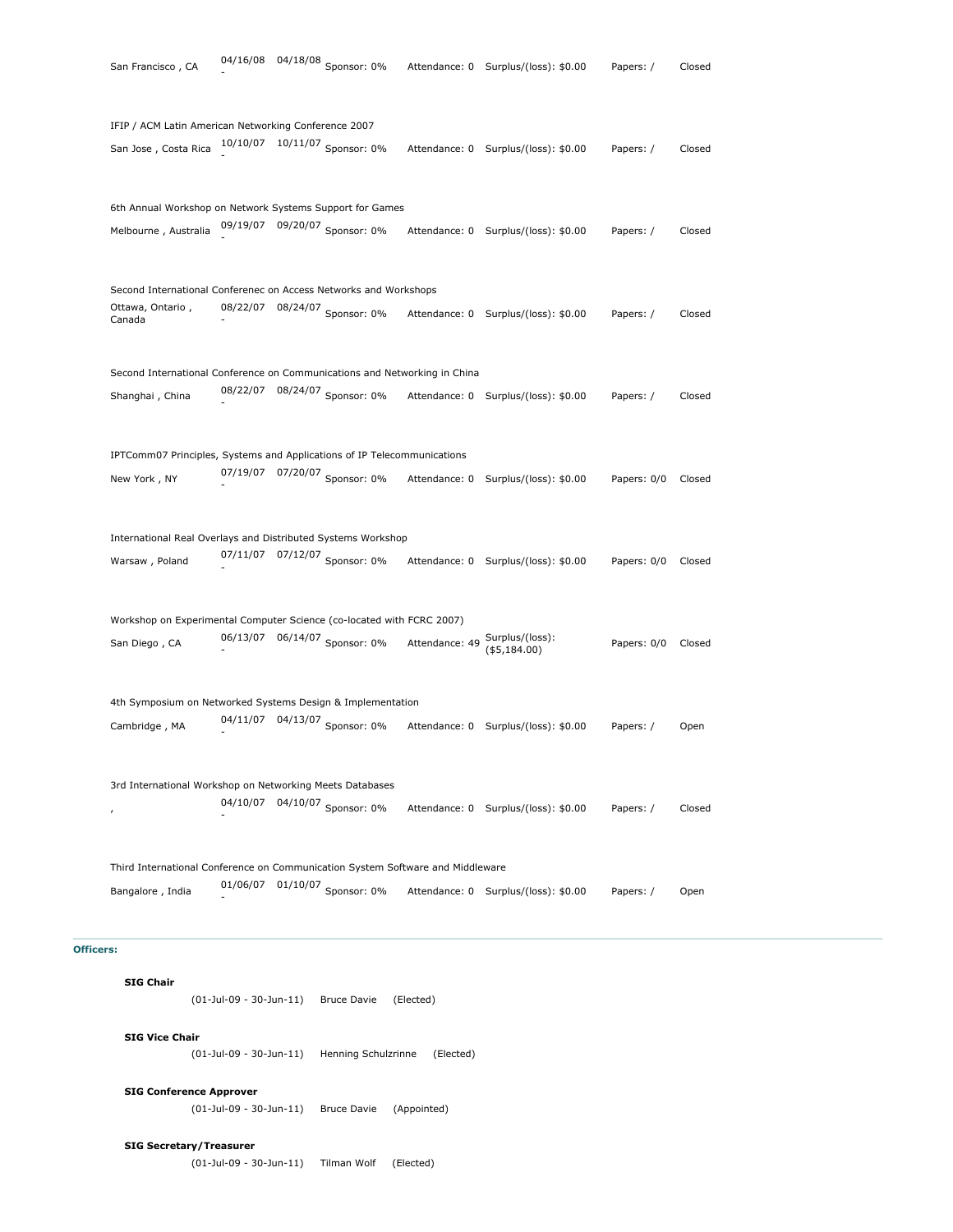San Francisco , CA 04/16/08 - 04/18/08 Sponsor: 0% Attendance: 0 Surplus/(loss): $0.00 Papers: / Closed

IFIP / ACM Latin American Networking Conference 2007

San Jose , Costa Rica 10/10/07 - 10/11/07 Sponsor: 0% Attendance: 0 Surplus/(loss): $0.00 Papers: / Closed

6th Annual Workshop on Network Systems Support for Games

Melbourne , Australia 09/19/07 - 09/20/07 Sponsor: 0% Attendance: 0 Surplus/(loss): $0.00 Papers: / Closed

Second International Conferenec on Access Networks and Workshops

Ottawa, Ontario , Canada 08/22/07 - 08/24/07 Sponsor: 0% Attendance: 0 Surplus/(loss): $0.00 Papers: / Closed

Second International Conference on Communications and Networking in China

Shanghai , China 08/22/07 - 08/24/07 Sponsor: 0% Attendance: 0 Surplus/(loss): $0.00 Papers: / Closed

IPTComm07 Principles, Systems and Applications of IP Telecommunications

New York , NY 07/19/07 - 07/20/07 Sponsor: 0% Attendance: 0 Surplus/(loss): $0.00 Papers: 0/0 Closed

International Real Overlays and Distributed Systems Workshop

Warsaw , Poland 07/11/07 - 07/12/07 Sponsor: 0% Attendance: 0 Surplus/(loss): $0.00 Papers: 0/0 Closed

Workshop on Experimental Computer Science (co-located with FCRC 2007)

San Diego , CA 06/13/07 - 06/14/07 Sponsor: 0% Attendance: 49 Surplus/(loss): ($5,184.00) Papers: 0/0 Closed

4th Symposium on Networked Systems Design & Implementation

Cambridge , MA 04/11/07 - 04/13/07 Sponsor: 0% Attendance: 0 Surplus/(loss): $0.00 Papers: / Open

3rd International Workshop on Networking Meets Databases

, 04/10/07 - 04/10/07 Sponsor: 0% Attendance: 0 Surplus/(loss): $0.00 Papers: / Closed

Third International Conference on Communication System Software and Middleware

Bangalore , India 01/06/07 - 01/10/07 Sponsor: 0% Attendance: 0 Surplus/(loss): $0.00 Papers: / Open

**Officers:**

**SIG Chair**

(01-Jul-09 - 30-Jun-11) Bruce Davie (Elected)

**SIG Vice Chair**

(01-Jul-09 - 30-Jun-11) Henning Schulzrinne (Elected)

**SIG Conference Approver**

(01-Jul-09 - 30-Jun-11) Bruce Davie (Appointed)

**SIG Secretary/Treasurer**

(01-Jul-09 - 30-Jun-11) Tilman Wolf (Elected)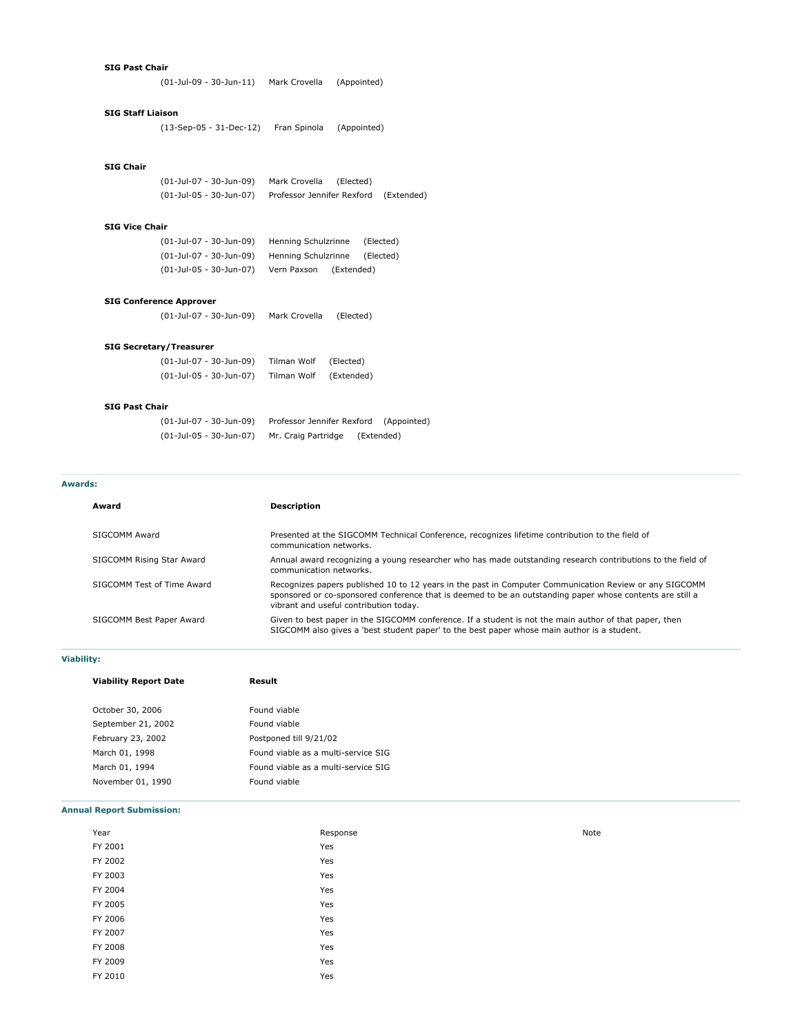**SIG Past Chair**

(01-Jul-09 - 30-Jun-11) Mark Crovella (Appointed)

**SIG Staff Liaison**

(13-Sep-05 - 31-Dec-12) Fran Spinola (Appointed)

**SIG Chair**

(01-Jul-07 - 30-Jun-09) Mark Crovella (Elected)
(01-Jul-05 - 30-Jun-07) Professor Jennifer Rexford (Extended)

**SIG Vice Chair**

(01-Jul-07 - 30-Jun-09) Henning Schulzrinne (Elected)
(01-Jul-07 - 30-Jun-09) Henning Schulzrinne (Elected)
(01-Jul-05 - 30-Jun-07) Vern Paxson (Extended)

**SIG Conference Approver**

(01-Jul-07 - 30-Jun-09) Mark Crovella (Elected)

**SIG Secretary/Treasurer**

(01-Jul-07 - 30-Jun-09) Tilman Wolf (Elected)
(01-Jul-05 - 30-Jun-07) Tilman Wolf (Extended)

**SIG Past Chair**

(01-Jul-07 - 30-Jun-09) Professor Jennifer Rexford (Appointed)
(01-Jul-05 - 30-Jun-07) Mr. Craig Partridge (Extended)

### Awards:

| Award | Description |
|---|---|
| SIGCOMM Award | Presented at the SIGCOMM Technical Conference, recognizes lifetime contribution to the field of communication networks. |
| SIGCOMM Rising Star Award | Annual award recognizing a young researcher who has made outstanding research contributions to the field of communication networks. |
| SIGCOMM Test of Time Award | Recognizes papers published 10 to 12 years in the past in Computer Communication Review or any SIGCOMM sponsored or co-sponsored conference that is deemed to be an outstanding paper whose contents are still a vibrant and useful contribution today. |
| SIGCOMM Best Paper Award | Given to best paper in the SIGCOMM conference. If a student is not the main author of that paper, then SIGCOMM also gives a 'best student paper' to the best paper whose main author is a student. |

### Viability:

| Viability Report Date | Result |
|---|---|
| October 30, 2006 | Found viable |
| September 21, 2002 | Found viable |
| February 23, 2002 | Postponed till 9/21/02 |
| March 01, 1998 | Found viable as a multi-service SIG |
| March 01, 1994 | Found viable as a multi-service SIG |
| November 01, 1990 | Found viable |

### Annual Report Submission:

| Year | Response | Note |
|---|---|---|
| FY 2001 | Yes | |
| FY 2002 | Yes | |
| FY 2003 | Yes | |
| FY 2004 | Yes | |
| FY 2005 | Yes | |
| FY 2006 | Yes | |
| FY 2007 | Yes | |
| FY 2008 | Yes | |
| FY 2009 | Yes | |
| FY 2010 | Yes | |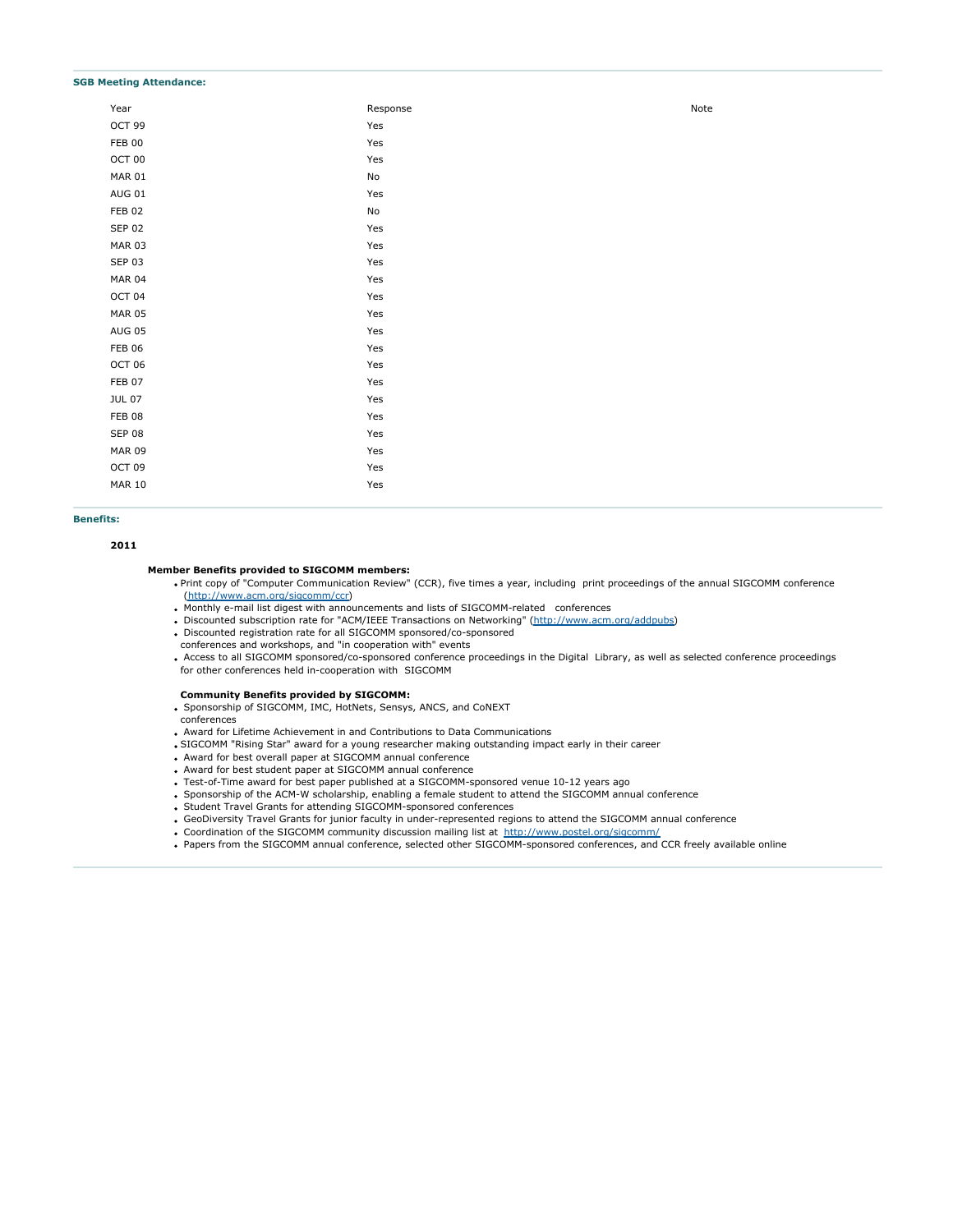**SGB Meeting Attendance:**

| Year | Response | Note |
|---|---|---|
| OCT 99 | Yes | |
| FEB 00 | Yes | |
| OCT 00 | Yes | |
| MAR 01 | No | |
| AUG 01 | Yes | |
| FEB 02 | No | |
| SEP 02 | Yes | |
| MAR 03 | Yes | |
| SEP 03 | Yes | |
| MAR 04 | Yes | |
| OCT 04 | Yes | |
| MAR 05 | Yes | |
| AUG 05 | Yes | |
| FEB 06 | Yes | |
| OCT 06 | Yes | |
| FEB 07 | Yes | |
| JUL 07 | Yes | |
| FEB 08 | Yes | |
| SEP 08 | Yes | |
| MAR 09 | Yes | |
| OCT 09 | Yes | |
| MAR 10 | Yes | |

**Benefits:**

**2011**

**Member Benefits provided to SIGCOMM members:**

- Print copy of "Computer Communication Review" (CCR), five times a year, including print proceedings of the annual SIGCOMM conference (http://www.acm.org/sigcomm/ccr)
- Monthly e-mail list digest with announcements and lists of SIGCOMM-related conferences
- Discounted subscription rate for "ACM/IEEE Transactions on Networking" (http://www.acm.org/addpubs)
- Discounted registration rate for all SIGCOMM sponsored/co-sponsored conferences and workshops, and "in cooperation with" events
- Access to all SIGCOMM sponsored/co-sponsored conference proceedings in the Digital Library, as well as selected conference proceedings for other conferences held in-cooperation with SIGCOMM

**Community Benefits provided by SIGCOMM:**

- Sponsorship of SIGCOMM, IMC, HotNets, Sensys, ANCS, and CoNEXT conferences
- Award for Lifetime Achievement in and Contributions to Data Communications
- SIGCOMM "Rising Star" award for a young researcher making outstanding impact early in their career
- Award for best overall paper at SIGCOMM annual conference
- Award for best student paper at SIGCOMM annual conference
- Test-of-Time award for best paper published at a SIGCOMM-sponsored venue 10-12 years ago
- Sponsorship of the ACM-W scholarship, enabling a female student to attend the SIGCOMM annual conference
- Student Travel Grants for attending SIGCOMM-sponsored conferences
- GeoDiversity Travel Grants for junior faculty in under-represented regions to attend the SIGCOMM annual conference
- Coordination of the SIGCOMM community discussion mailing list at http://www.postel.org/sigcomm/
- Papers from the SIGCOMM annual conference, selected other SIGCOMM-sponsored conferences, and CCR freely available online